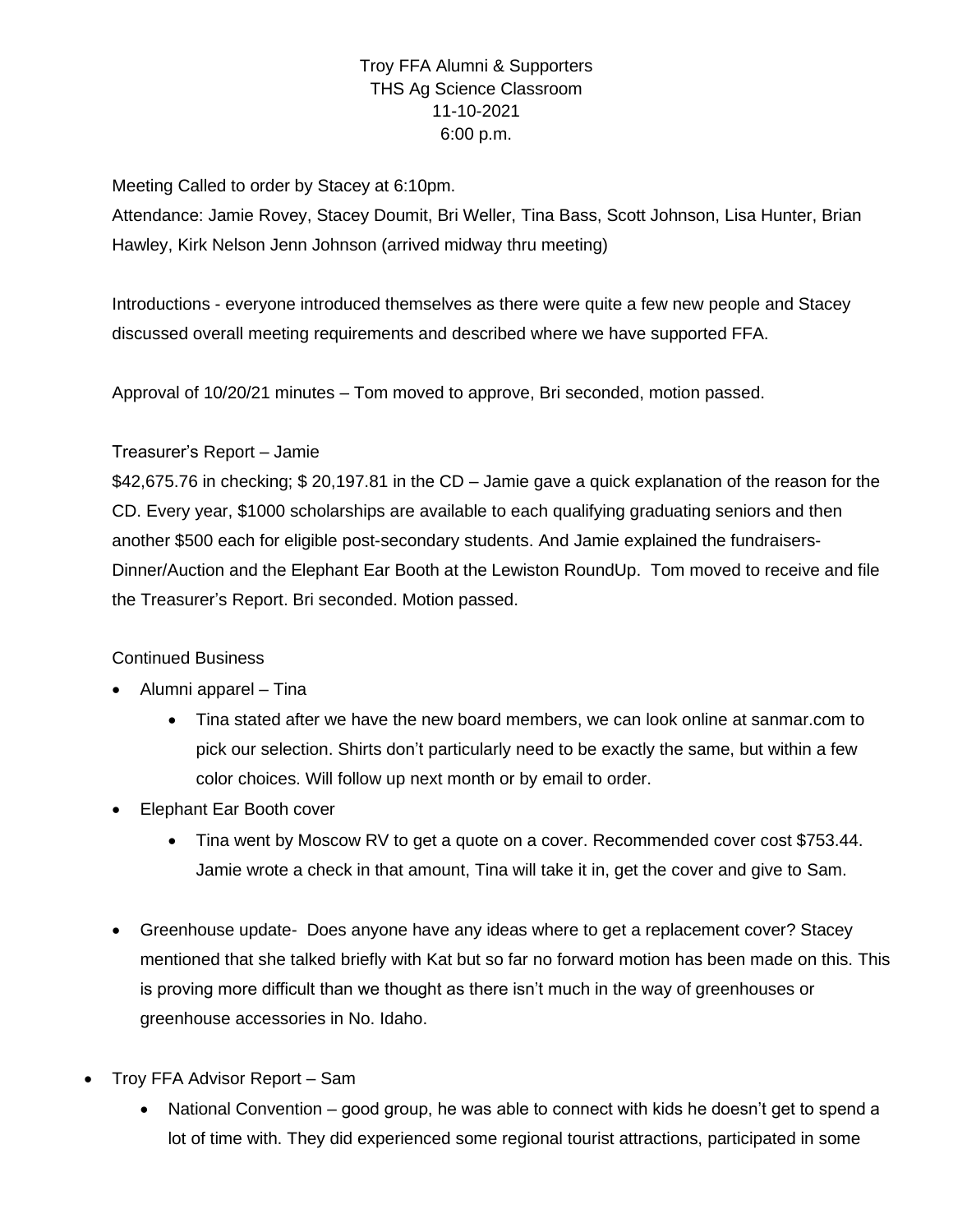Troy FFA Alumni & Supporters
THS Ag Science Classroom
11-10-2021
6:00 p.m.

Meeting Called to order by Stacey at 6:10pm.
Attendance: Jamie Rovey, Stacey Doumit, Bri Weller, Tina Bass, Scott Johnson, Lisa Hunter, Brian Hawley, Kirk Nelson Jenn Johnson (arrived midway thru meeting)

Introductions - everyone introduced themselves as there were quite a few new people and Stacey discussed overall meeting requirements and described where we have supported FFA.

Approval of 10/20/21 minutes – Tom moved to approve, Bri seconded, motion passed.

Treasurer's Report – Jamie
$42,675.76 in checking; $ 20,197.81 in the CD – Jamie gave a quick explanation of the reason for the CD. Every year, $1000 scholarships are available to each qualifying graduating seniors and then another $500 each for eligible post-secondary students. And Jamie explained the fundraisers- Dinner/Auction and the Elephant Ear Booth at the Lewiston RoundUp. Tom moved to receive and file the Treasurer's Report. Bri seconded. Motion passed.

Continued Business

- Alumni apparel – Tina
  - Tina stated after we have the new board members, we can look online at sanmar.com to pick our selection. Shirts don't particularly need to be exactly the same, but within a few color choices. Will follow up next month or by email to order.
- Elephant Ear Booth cover
  - Tina went by Moscow RV to get a quote on a cover. Recommended cover cost $753.44. Jamie wrote a check in that amount, Tina will take it in, get the cover and give to Sam.
- Greenhouse update- Does anyone have any ideas where to get a replacement cover? Stacey mentioned that she talked briefly with Kat but so far no forward motion has been made on this. This is proving more difficult than we thought as there isn't much in the way of greenhouses or greenhouse accessories in No. Idaho.

- Troy FFA Advisor Report – Sam
  - National Convention – good group, he was able to connect with kids he doesn't get to spend a lot of time with. They did experienced some regional tourist attractions, participated in some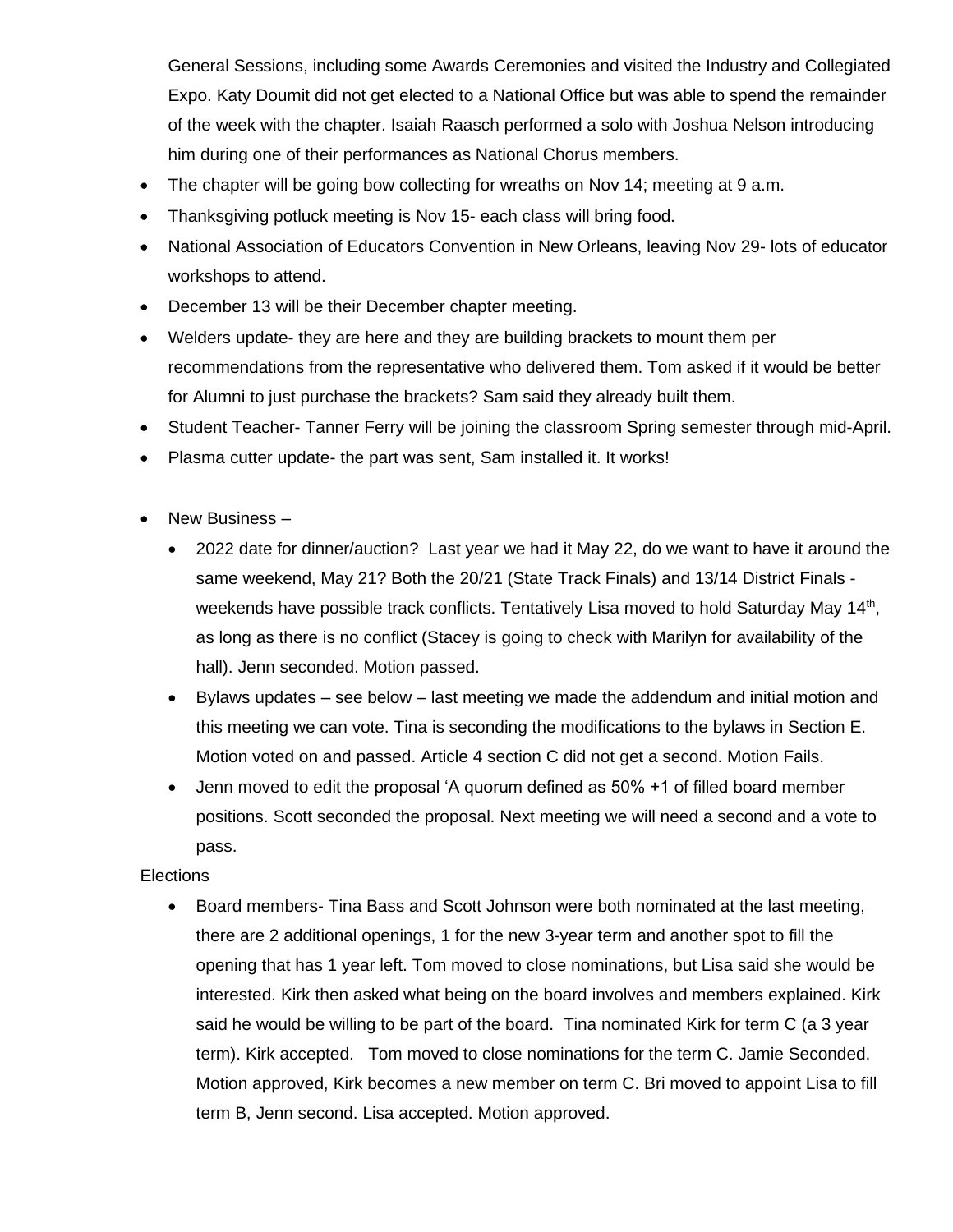General Sessions, including some Awards Ceremonies and visited the Industry and Collegiated Expo. Katy Doumit did not get elected to a National Office but was able to spend the remainder of the week with the chapter. Isaiah Raasch performed a solo with Joshua Nelson introducing him during one of their performances as National Chorus members.

- The chapter will be going bow collecting for wreaths on Nov 14; meeting at 9 a.m.
- Thanksgiving potluck meeting is Nov 15- each class will bring food.
- National Association of Educators Convention in New Orleans, leaving Nov 29- lots of educator workshops to attend.
- December 13 will be their December chapter meeting.
- Welders update- they are here and they are building brackets to mount them per recommendations from the representative who delivered them. Tom asked if it would be better for Alumni to just purchase the brackets? Sam said they already built them.
- Student Teacher- Tanner Ferry will be joining the classroom Spring semester through mid-April.
- Plasma cutter update- the part was sent, Sam installed it. It works!

- New Business –
  - 2022 date for dinner/auction? Last year we had it May 22, do we want to have it around the same weekend, May 21? Both the 20/21 (State Track Finals) and 13/14 District Finals - weekends have possible track conflicts. Tentatively Lisa moved to hold Saturday May 14th, as long as there is no conflict (Stacey is going to check with Marilyn for availability of the hall). Jenn seconded. Motion passed.
  - Bylaws updates – see below – last meeting we made the addendum and initial motion and this meeting we can vote. Tina is seconding the modifications to the bylaws in Section E. Motion voted on and passed. Article 4 section C did not get a second. Motion Fails.
  - Jenn moved to edit the proposal 'A quorum defined as 50% +1 of filled board member positions. Scott seconded the proposal. Next meeting we will need a second and a vote to pass.

Elections

- Board members- Tina Bass and Scott Johnson were both nominated at the last meeting, there are 2 additional openings, 1 for the new 3-year term and another spot to fill the opening that has 1 year left. Tom moved to close nominations, but Lisa said she would be interested. Kirk then asked what being on the board involves and members explained. Kirk said he would be willing to be part of the board. Tina nominated Kirk for term C (a 3 year term). Kirk accepted. Tom moved to close nominations for the term C. Jamie Seconded. Motion approved, Kirk becomes a new member on term C. Bri moved to appoint Lisa to fill term B, Jenn second. Lisa accepted. Motion approved.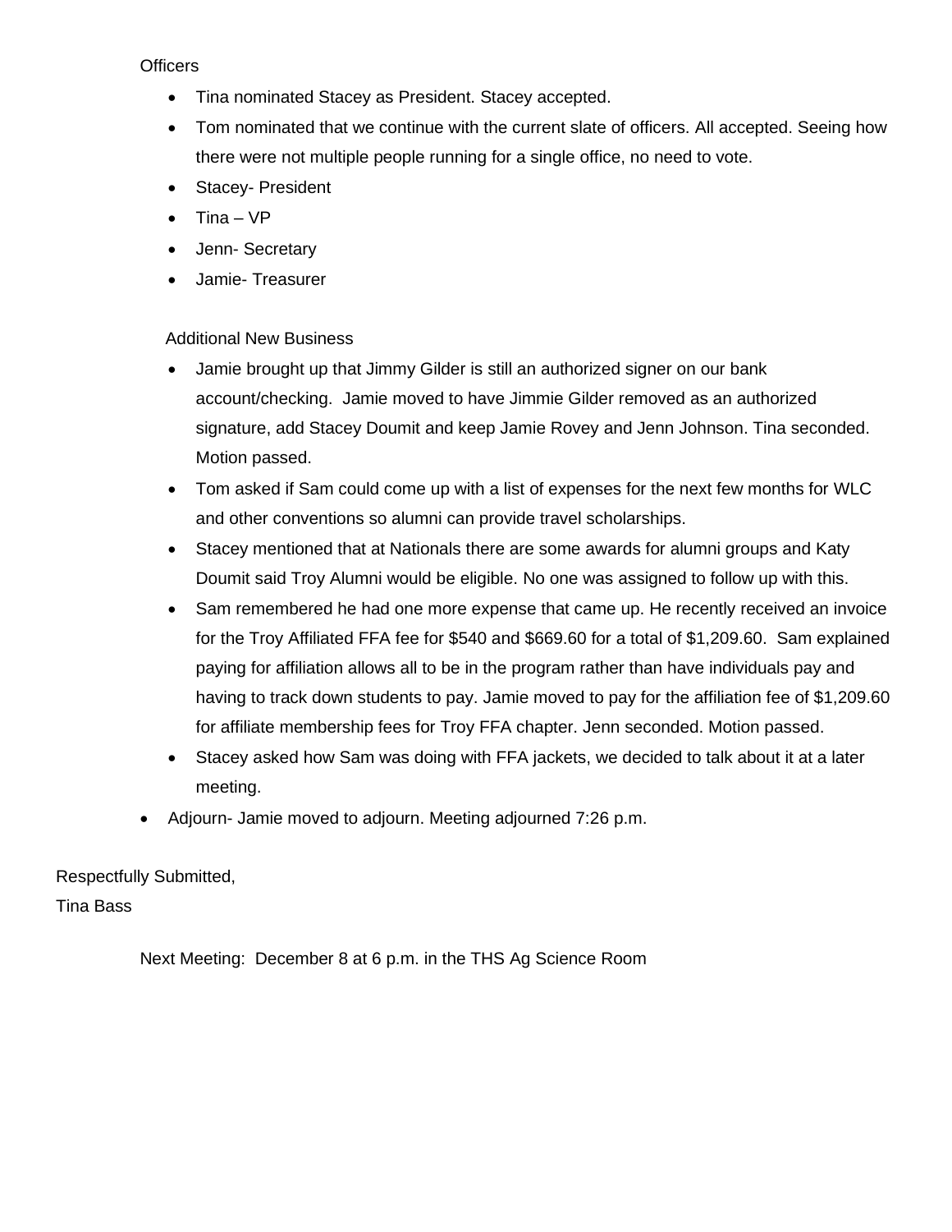Officers

- Tina nominated Stacey as President. Stacey accepted.
- Tom nominated that we continue with the current slate of officers. All accepted. Seeing how there were not multiple people running for a single office, no need to vote.
- Stacey- President
- Tina – VP
- Jenn- Secretary
- Jamie- Treasurer

Additional New Business

- Jamie brought up that Jimmy Gilder is still an authorized signer on our bank account/checking. Jamie moved to have Jimmie Gilder removed as an authorized signature, add Stacey Doumit and keep Jamie Rovey and Jenn Johnson. Tina seconded. Motion passed.
- Tom asked if Sam could come up with a list of expenses for the next few months for WLC and other conventions so alumni can provide travel scholarships.
- Stacey mentioned that at Nationals there are some awards for alumni groups and Katy Doumit said Troy Alumni would be eligible. No one was assigned to follow up with this.
- Sam remembered he had one more expense that came up. He recently received an invoice for the Troy Affiliated FFA fee for $540 and $669.60 for a total of $1,209.60. Sam explained paying for affiliation allows all to be in the program rather than have individuals pay and having to track down students to pay. Jamie moved to pay for the affiliation fee of $1,209.60 for affiliate membership fees for Troy FFA chapter. Jenn seconded. Motion passed.
- Stacey asked how Sam was doing with FFA jackets, we decided to talk about it at a later meeting.

- Adjourn- Jamie moved to adjourn. Meeting adjourned 7:26 p.m.

Respectfully Submitted,
Tina Bass

Next Meeting: December 8 at 6 p.m. in the THS Ag Science Room